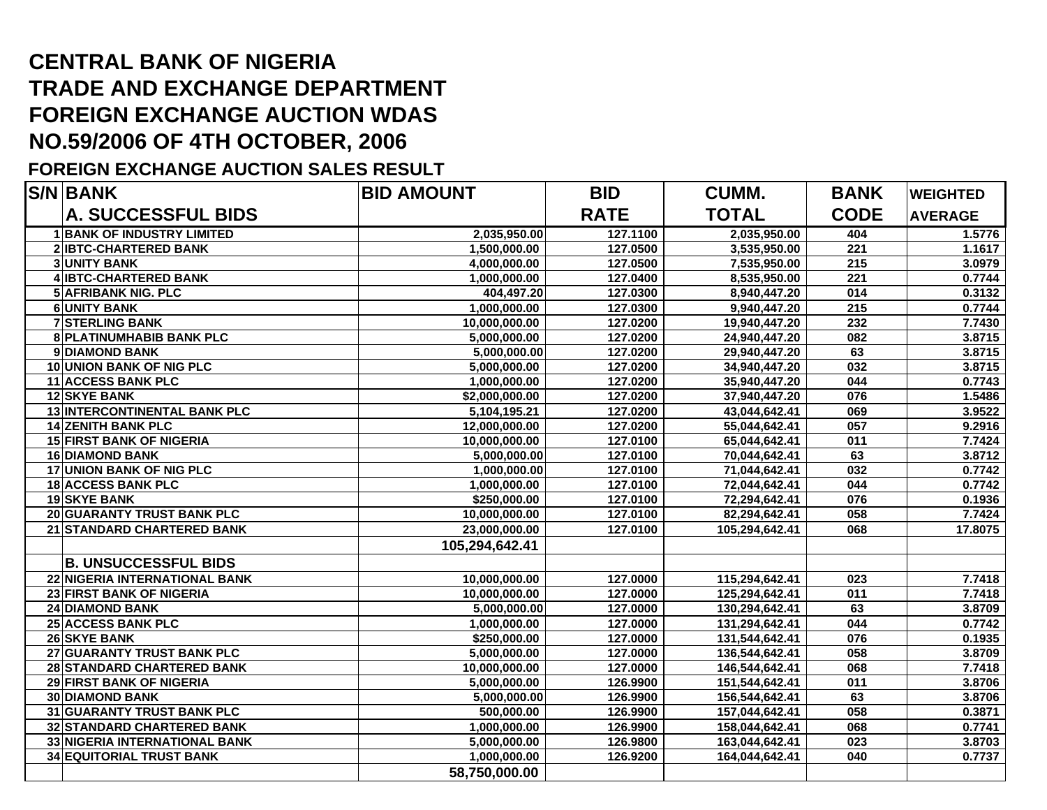# CENTRAL BANK OF NIGERIA
# TRADE AND EXCHANGE DEPARTMENT
# FOREIGN EXCHANGE AUCTION WDAS
# NO.59/2006 OF 4TH OCTOBER, 2006

## FOREIGN EXCHANGE AUCTION SALES RESULT

| S/N | BANK | BID AMOUNT | BID | CUMM. | BANK | WEIGHTED |
|---|---|---|---|---|---|---|
| | **A. SUCCESSFUL BIDS** | | **RATE** | **TOTAL** | **CODE** | **AVERAGE** |
| 1 | BANK OF INDUSTRY LIMITED | 2,035,950.00 | 127.1100 | 2,035,950.00 | 404 | 1.5776 |
| 2 | IBTC-CHARTERED BANK | 1,500,000.00 | 127.0500 | 3,535,950.00 | 221 | 1.1617 |
| 3 | UNITY BANK | 4,000,000.00 | 127.0500 | 7,535,950.00 | 215 | 3.0979 |
| 4 | IBTC-CHARTERED BANK | 1,000,000.00 | 127.0400 | 8,535,950.00 | 221 | 0.7744 |
| 5 | AFRIBANK NIG. PLC | 404,497.20 | 127.0300 | 8,940,447.20 | 014 | 0.3132 |
| 6 | UNITY BANK | 1,000,000.00 | 127.0300 | 9,940,447.20 | 215 | 0.7744 |
| 7 | STERLING BANK | 10,000,000.00 | 127.0200 | 19,940,447.20 | 232 | 7.7430 |
| 8 | PLATINUMHABIB BANK PLC | 5,000,000.00 | 127.0200 | 24,940,447.20 | 082 | 3.8715 |
| 9 | DIAMOND BANK | 5,000,000.00 | 127.0200 | 29,940,447.20 | 63 | 3.8715 |
| 10 | UNION BANK OF NIG PLC | 5,000,000.00 | 127.0200 | 34,940,447.20 | 032 | 3.8715 |
| 11 | ACCESS BANK PLC | 1,000,000.00 | 127.0200 | 35,940,447.20 | 044 | 0.7743 |
| 12 | SKYE BANK | $2,000,000.00 | 127.0200 | 37,940,447.20 | 076 | 1.5486 |
| 13 | INTERCONTINENTAL BANK PLC | 5,104,195.21 | 127.0200 | 43,044,642.41 | 069 | 3.9522 |
| 14 | ZENITH BANK PLC | 12,000,000.00 | 127.0200 | 55,044,642.41 | 057 | 9.2916 |
| 15 | FIRST BANK OF NIGERIA | 10,000,000.00 | 127.0100 | 65,044,642.41 | 011 | 7.7424 |
| 16 | DIAMOND BANK | 5,000,000.00 | 127.0100 | 70,044,642.41 | 63 | 3.8712 |
| 17 | UNION BANK OF NIG PLC | 1,000,000.00 | 127.0100 | 71,044,642.41 | 032 | 0.7742 |
| 18 | ACCESS BANK PLC | 1,000,000.00 | 127.0100 | 72,044,642.41 | 044 | 0.7742 |
| 19 | SKYE BANK | $250,000.00 | 127.0100 | 72,294,642.41 | 076 | 0.1936 |
| 20 | GUARANTY TRUST BANK PLC | 10,000,000.00 | 127.0100 | 82,294,642.41 | 058 | 7.7424 |
| 21 | STANDARD CHARTERED BANK | 23,000,000.00 | 127.0100 | 105,294,642.41 | 068 | 17.8075 |
| | | **105,294,642.41** | | | | |
| | **B. UNSUCCESSFUL BIDS** | | | | | |
| 22 | NIGERIA INTERNATIONAL BANK | 10,000,000.00 | 127.0000 | 115,294,642.41 | 023 | 7.7418 |
| 23 | FIRST BANK OF NIGERIA | 10,000,000.00 | 127.0000 | 125,294,642.41 | 011 | 7.7418 |
| 24 | DIAMOND BANK | 5,000,000.00 | 127.0000 | 130,294,642.41 | 63 | 3.8709 |
| 25 | ACCESS BANK PLC | 1,000,000.00 | 127.0000 | 131,294,642.41 | 044 | 0.7742 |
| 26 | SKYE BANK | $250,000.00 | 127.0000 | 131,544,642.41 | 076 | 0.1935 |
| 27 | GUARANTY TRUST BANK PLC | 5,000,000.00 | 127.0000 | 136,544,642.41 | 058 | 3.8709 |
| 28 | STANDARD CHARTERED BANK | 10,000,000.00 | 127.0000 | 146,544,642.41 | 068 | 7.7418 |
| 29 | FIRST BANK OF NIGERIA | 5,000,000.00 | 126.9900 | 151,544,642.41 | 011 | 3.8706 |
| 30 | DIAMOND BANK | 5,000,000.00 | 126.9900 | 156,544,642.41 | 63 | 3.8706 |
| 31 | GUARANTY TRUST BANK PLC | 500,000.00 | 126.9900 | 157,044,642.41 | 058 | 0.3871 |
| 32 | STANDARD CHARTERED BANK | 1,000,000.00 | 126.9900 | 158,044,642.41 | 068 | 0.7741 |
| 33 | NIGERIA INTERNATIONAL BANK | 5,000,000.00 | 126.9800 | 163,044,642.41 | 023 | 3.8703 |
| 34 | EQUITORIAL TRUST BANK | 1,000,000.00 | 126.9200 | 164,044,642.41 | 040 | 0.7737 |
| | | **58,750,000.00** | | | | |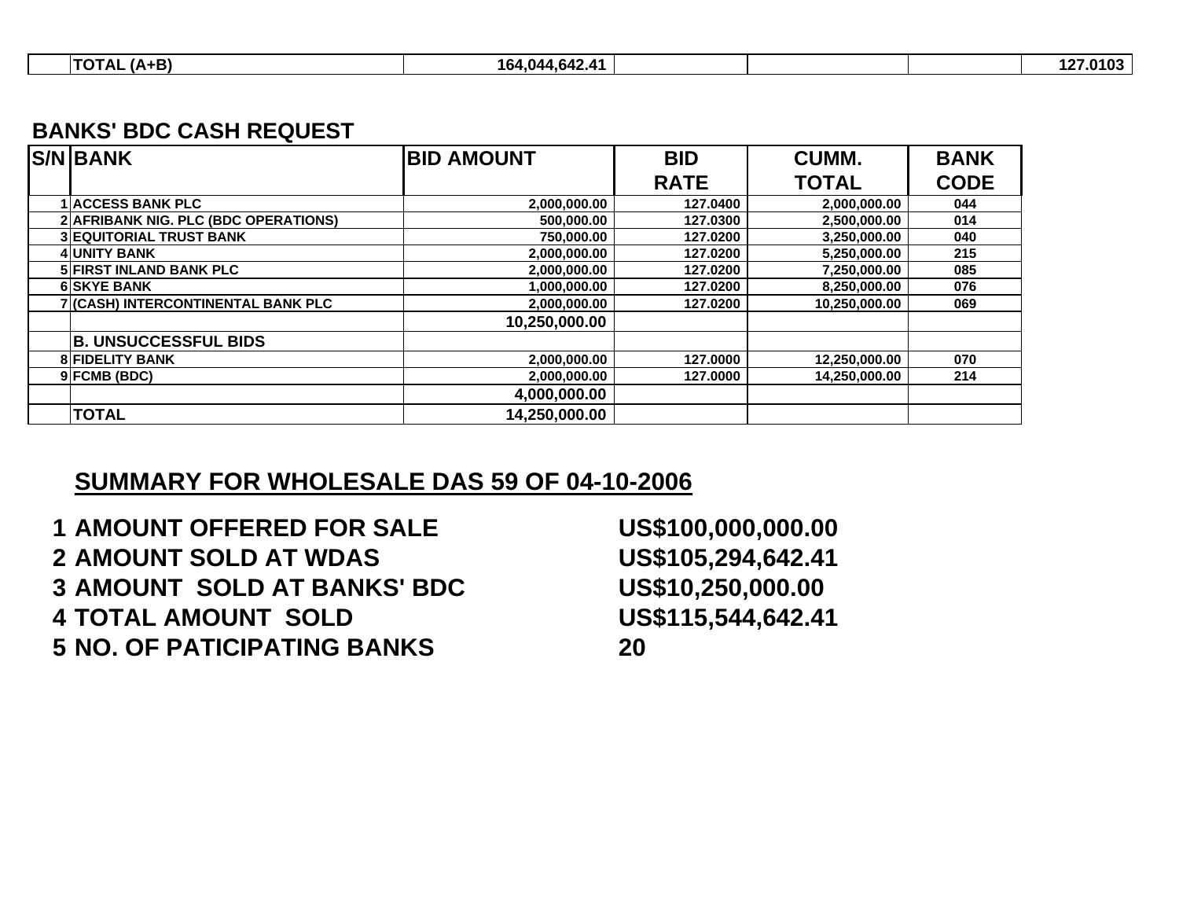| | | | | | | |
|---|---|---|---|---|---|---|
| | **TOTAL (A+B)** | **164,044,642.41** | | | | **127.0103** |

**BANKS' BDC CASH REQUEST**

| S/N | BANK | BID AMOUNT | BID RATE | CUMM. TOTAL | BANK CODE |
|---|---|---|---|---|---|
| 1 | ACCESS BANK PLC | 2,000,000.00 | 127.0400 | 2,000,000.00 | 044 |
| 2 | AFRIBANK NIG. PLC (BDC OPERATIONS) | 500,000.00 | 127.0300 | 2,500,000.00 | 014 |
| 3 | EQUITORIAL TRUST BANK | 750,000.00 | 127.0200 | 3,250,000.00 | 040 |
| 4 | UNITY BANK | 2,000,000.00 | 127.0200 | 5,250,000.00 | 215 |
| 5 | FIRST INLAND BANK PLC | 2,000,000.00 | 127.0200 | 7,250,000.00 | 085 |
| 6 | SKYE BANK | 1,000,000.00 | 127.0200 | 8,250,000.00 | 076 |
| 7 | (CASH) INTERCONTINENTAL BANK PLC | 2,000,000.00 | 127.0200 | 10,250,000.00 | 069 |
| | | **10,250,000.00** | | | |
| | **B. UNSUCCESSFUL BIDS** | | | | |
| 8 | FIDELITY BANK | 2,000,000.00 | 127.0000 | 12,250,000.00 | 070 |
| 9 | FCMB (BDC) | 2,000,000.00 | 127.0000 | 14,250,000.00 | 214 |
| | | **4,000,000.00** | | | |
| | **TOTAL** | **14,250,000.00** | | | |

## SUMMARY FOR WHOLESALE DAS 59 OF 04-10-2006

| | | |
|---|---|---|
| 1 | AMOUNT OFFERED FOR SALE | US$100,000,000.00 |
| 2 | AMOUNT SOLD AT WDAS | US$105,294,642.41 |
| 3 | AMOUNT SOLD AT BANKS' BDC | US$10,250,000.00 |
| 4 | TOTAL AMOUNT SOLD | US$115,544,642.41 |
| 5 | NO. OF PATICIPATING BANKS | 20 |